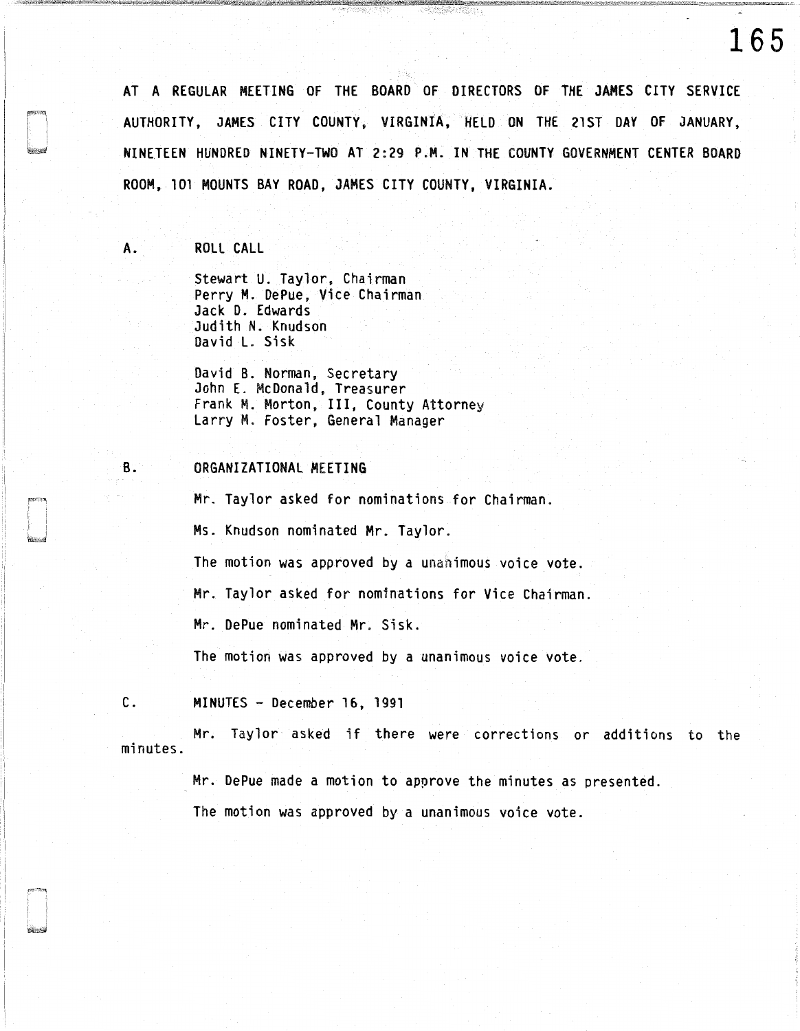AT A REGULAR MEETING OF THE BOARD OF DIRECTORS OF THE JAMES CITY SERVICE AUTHORITY, JAMES CITY COUNTY, VIRGINIA, HELD ON THE 21ST DAY OF JANUARY, NINETEEN HUNDRED NINETY-TWO AT 2:29 P.M. IN THE COUNTY GOVERNMENT CENTER BOARD ROOM, 101 MOUNTS BAY ROAD, JAMES CITY COUNTY, VIRGINIA.

A. ROLL CALL

Stewart U. Taylor, Chairman
Perry M. DePue, Vice Chairman
Jack D. Edwards
Judith N. Knudson
David L. Sisk

David B. Norman, Secretary
John E. McDonald, Treasurer
Frank M. Morton, III, County Attorney
Larry M. Foster, General Manager

B. ORGANIZATIONAL MEETING

Mr. Taylor asked for nominations for Chairman.

Ms. Knudson nominated Mr. Taylor.

The motion was approved by a unanimous voice vote.

Mr. Taylor asked for nominations for Vice Chairman.

Mr. DePue nominated Mr. Sisk.

The motion was approved by a unanimous voice vote.

C. MINUTES - December 16, 1991

Mr. Taylor asked if there were corrections or additions to the minutes.

Mr. DePue made a motion to approve the minutes as presented.

The motion was approved by a unanimous voice vote.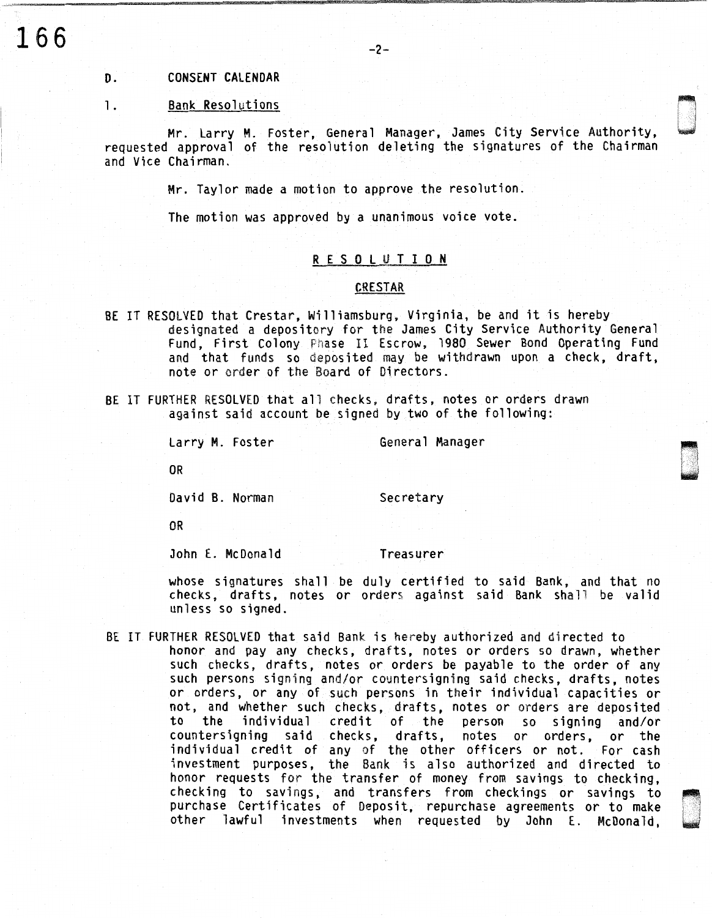D. CONSENT CALENDAR

1. Bank Resolutions

Mr. Larry M. Foster, General Manager, James City Service Authority, requested approval of the resolution deleting the signatures of the Chairman and Vice Chairman.

Mr. Taylor made a motion to approve the resolution.

The motion was approved by a unanimous voice vote.

**R E S O L U T I O N**

**CRESTAR**

BE IT RESOLVED that Crestar, Williamsburg, Virginia, be and it is hereby designated a depository for the James City Service Authority General Fund, First Colony Phase II Escrow, 1980 Sewer Bond Operating Fund and that funds so deposited may be withdrawn upon a check, draft, note or order of the Board of Directors.

BE IT FURTHER RESOLVED that all checks, drafts, notes or orders drawn against said account be signed by two of the following:

Larry M. Foster — General Manager

OR

David B. Norman — Secretary

OR

John E. McDonald — Treasurer

whose signatures shall be duly certified to said Bank, and that no checks, drafts, notes or orders against said Bank shall be valid unless so signed.

BE IT FURTHER RESOLVED that said Bank is hereby authorized and directed to honor and pay any checks, drafts, notes or orders so drawn, whether such checks, drafts, notes or orders be payable to the order of any such persons signing and/or countersigning said checks, drafts, notes or orders, or any of such persons in their individual capacities or not, and whether such checks, drafts, notes or orders are deposited to the individual credit of the person so signing and/or countersigning said checks, drafts, notes or orders, or the individual credit of any of the other officers or not. For cash investment purposes, the Bank is also authorized and directed to honor requests for the transfer of money from savings to checking, checking to savings, and transfers from checkings or savings to purchase Certificates of Deposit, repurchase agreements or to make other lawful investments when requested by John E. McDonald,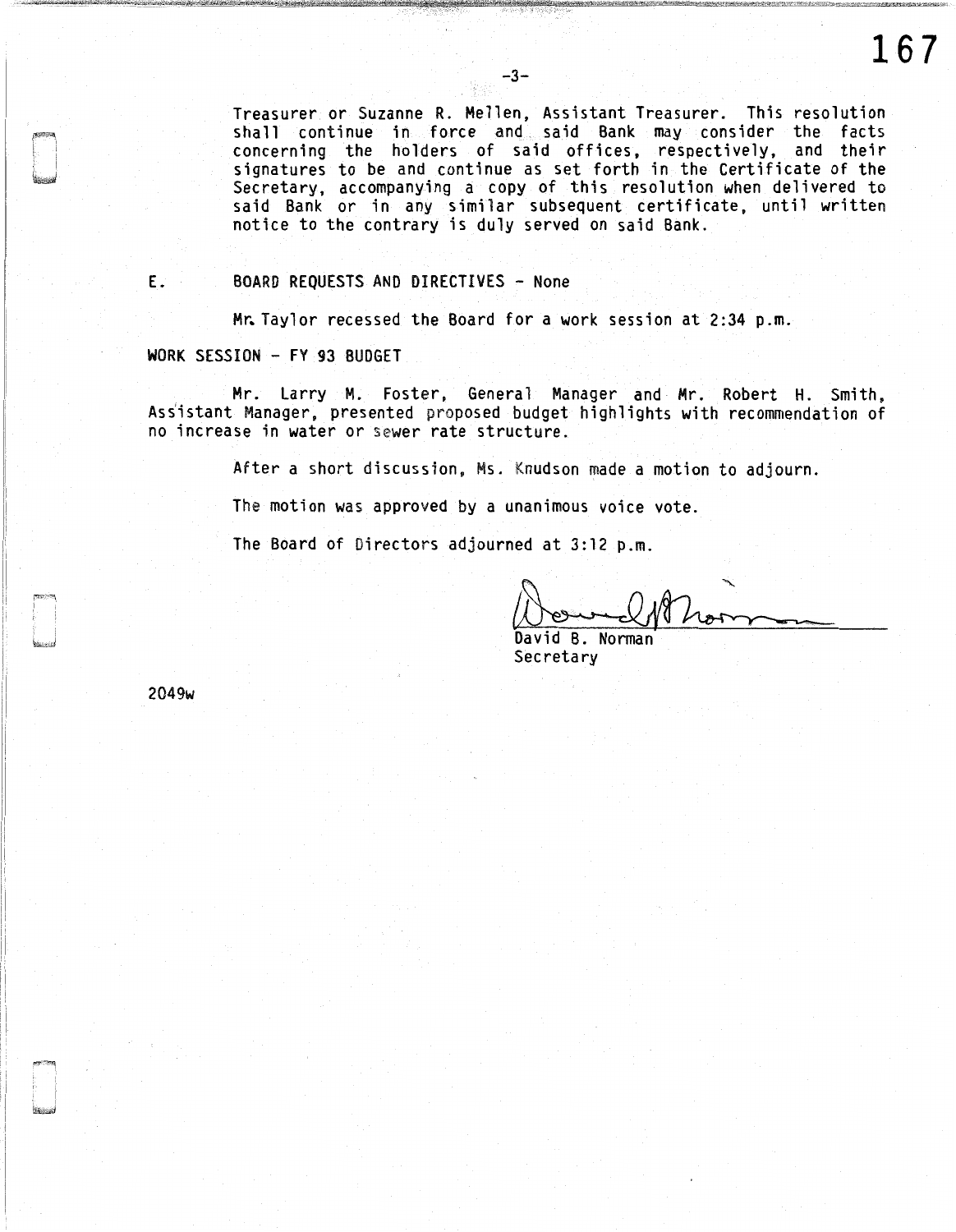Treasurer or Suzanne R. Mellen, Assistant Treasurer. This resolution shall continue in force and said Bank may consider the facts concerning the holders of said offices, respectively, and their signatures to be and continue as set forth in the Certificate of the Secretary, accompanying a copy of this resolution when delivered to said Bank or in any similar subsequent certificate, until written notice to the contrary is duly served on said Bank.

E. BOARD REQUESTS AND DIRECTIVES - None

Mr. Taylor recessed the Board for a work session at 2:34 p.m.

WORK SESSION - FY 93 BUDGET

Mr. Larry M. Foster, General Manager and Mr. Robert H. Smith, Assistant Manager, presented proposed budget highlights with recommendation of no increase in water or sewer rate structure.

After a short discussion, Ms. Knudson made a motion to adjourn.

The motion was approved by a unanimous voice vote.

The Board of Directors adjourned at 3:12 p.m.

David B. Norman
Secretary

2049w